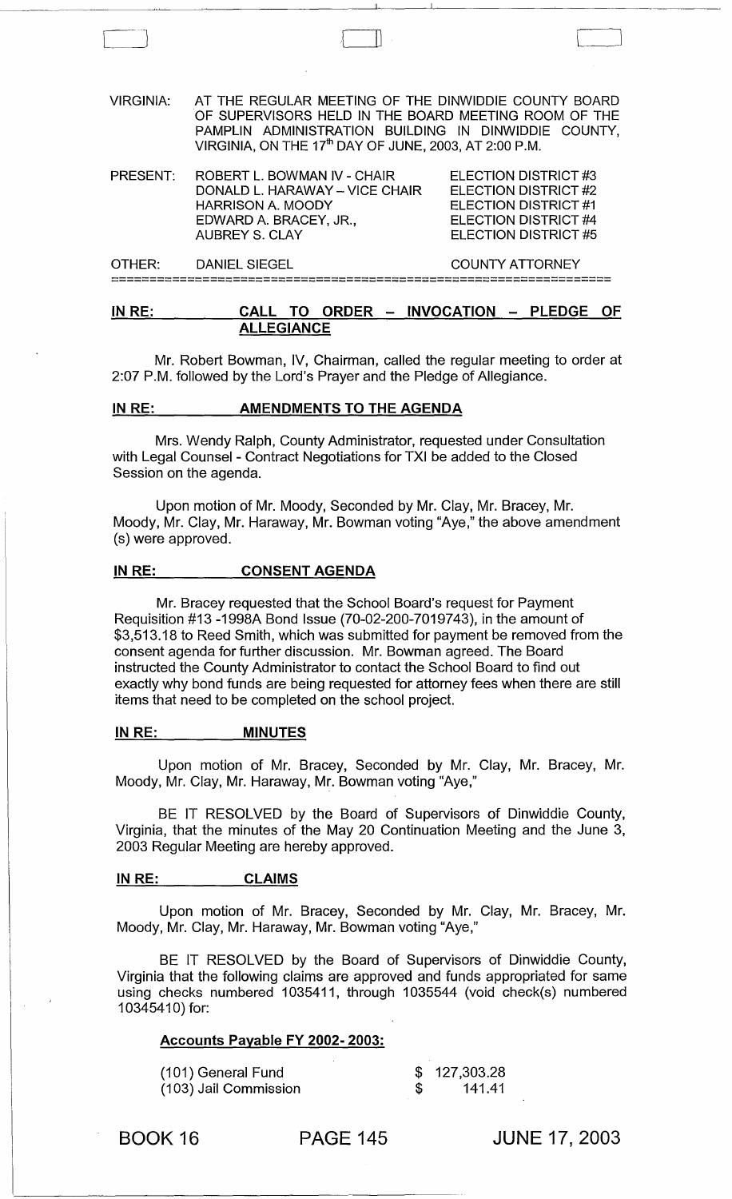VIRGINIA: AT THE REGULAR MEETING OF THE DINWIDDIE COUNTY BOARD OF SUPERVISORS HELD IN THE BOARD MEETING ROOM OF THE PAMPLIN ADMINISTRATION BUILDING IN DINWIDDIE COUNTY, VIRGINIA, ON THE 17th DAY OF JUNE, 2003, AT 2:00 P.M.

| PRESENT: | | |
|---|---|---|
| | ROBERT L. BOWMAN IV - CHAIR | ELECTION DISTRICT #3 |
| | DONALD L. HARAWAY – VICE CHAIR | ELECTION DISTRICT #2 |
| | HARRISON A. MOODY | ELECTION DISTRICT #1 |
| | EDWARD A. BRACEY, JR., | ELECTION DISTRICT #4 |
| | AUBREY S. CLAY | ELECTION DISTRICT #5 |
| OTHER: | DANIEL SIEGEL | COUNTY ATTORNEY |

## IN RE: CALL TO ORDER – INVOCATION – PLEDGE OF ALLEGIANCE

Mr. Robert Bowman, IV, Chairman, called the regular meeting to order at 2:07 P.M. followed by the Lord's Prayer and the Pledge of Allegiance.

## IN RE: AMENDMENTS TO THE AGENDA

Mrs. Wendy Ralph, County Administrator, requested under Consultation with Legal Counsel - Contract Negotiations for TXI be added to the Closed Session on the agenda.

Upon motion of Mr. Moody, Seconded by Mr. Clay, Mr. Bracey, Mr. Moody, Mr. Clay, Mr. Haraway, Mr. Bowman voting "Aye," the above amendment (s) were approved.

## IN RE: CONSENT AGENDA

Mr. Bracey requested that the School Board's request for Payment Requisition #13 -1998A Bond Issue (70-02-200-7019743), in the amount of $3,513.18 to Reed Smith, which was submitted for payment be removed from the consent agenda for further discussion. Mr. Bowman agreed. The Board instructed the County Administrator to contact the School Board to find out exactly why bond funds are being requested for attorney fees when there are still items that need to be completed on the school project.

## IN RE: MINUTES

Upon motion of Mr. Bracey, Seconded by Mr. Clay, Mr. Bracey, Mr. Moody, Mr. Clay, Mr. Haraway, Mr. Bowman voting "Aye,"

BE IT RESOLVED by the Board of Supervisors of Dinwiddie County, Virginia, that the minutes of the May 20 Continuation Meeting and the June 3, 2003 Regular Meeting are hereby approved.

## IN RE: CLAIMS

Upon motion of Mr. Bracey, Seconded by Mr. Clay, Mr. Bracey, Mr. Moody, Mr. Clay, Mr. Haraway, Mr. Bowman voting "Aye,"

BE IT RESOLVED by the Board of Supervisors of Dinwiddie County, Virginia that the following claims are approved and funds appropriated for same using checks numbered 1035411, through 1035544 (void check(s) numbered 10345410) for:

**Accounts Payable FY 2002- 2003:**

| | |
|---|---|
| (101) General Fund | $ 127,303.28 |
| (103) Jail Commission | $ 141.41 |

BOOK 16 PAGE 145 JUNE 17, 2003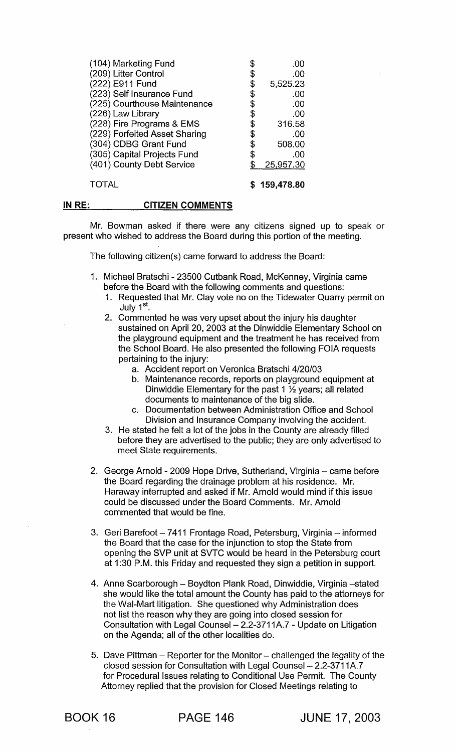| | |
|---|---|
| (104) Marketing Fund | $ .00 |
| (209) Litter Control | $ .00 |
| (222) E911 Fund | $ 5,525.23 |
| (223) Self Insurance Fund | $ .00 |
| (225) Courthouse Maintenance | $ .00 |
| (226) Law Library | $ .00 |
| (228) Fire Programs & EMS | $ 316.58 |
| (229) Forfeited Asset Sharing | $ .00 |
| (304) CDBG Grant Fund | $ 508.00 |
| (305) Capital Projects Fund | $ .00 |
| (401) County Debt Service | $ 25,957.30 |
| TOTAL | $ 159,478.80 |

**IN RE: CITIZEN COMMENTS**

Mr. Bowman asked if there were any citizens signed up to speak or present who wished to address the Board during this portion of the meeting.

The following citizen(s) came forward to address the Board:

1. Michael Bratschi - 23500 Cutbank Road, McKenney, Virginia came before the Board with the following comments and questions:
   1. Requested that Mr. Clay vote no on the Tidewater Quarry permit on July 1st.
   2. Commented he was very upset about the injury his daughter sustained on April 20, 2003 at the Dinwiddie Elementary School on the playground equipment and the treatment he has received from the School Board. He also presented the following FOIA requests pertaining to the injury:
      a. Accident report on Veronica Bratschi 4/20/03
      b. Maintenance records, reports on playground equipment at Dinwiddie Elementary for the past 1 ½ years; all related documents to maintenance of the big slide.
      c. Documentation between Administration Office and School Division and Insurance Company involving the accident.
   3. He stated he felt a lot of the jobs in the County are already filled before they are advertised to the public; they are only advertised to meet State requirements.

2. George Arnold - 2009 Hope Drive, Sutherland, Virginia – came before the Board regarding the drainage problem at his residence. Mr. Haraway interrupted and asked if Mr. Arnold would mind if this issue could be discussed under the Board Comments. Mr. Arnold commented that would be fine.

3. Geri Barefoot – 7411 Frontage Road, Petersburg, Virginia – informed the Board that the case for the injunction to stop the State from opening the SVP unit at SVTC would be heard in the Petersburg court at 1:30 P.M. this Friday and requested they sign a petition in support.

4. Anne Scarborough – Boydton Plank Road, Dinwiddie, Virginia –stated she would like the total amount the County has paid to the attorneys for the Wal-Mart litigation. She questioned why Administration does not list the reason why they are going into closed session for Consultation with Legal Counsel – 2.2-3711A.7 - Update on Litigation on the Agenda; all of the other localities do.

5. Dave Pittman – Reporter for the Monitor – challenged the legality of the closed session for Consultation with Legal Counsel – 2.2-3711A.7 for Procedural Issues relating to Conditional Use Permit. The County Attorney replied that the provision for Closed Meetings relating to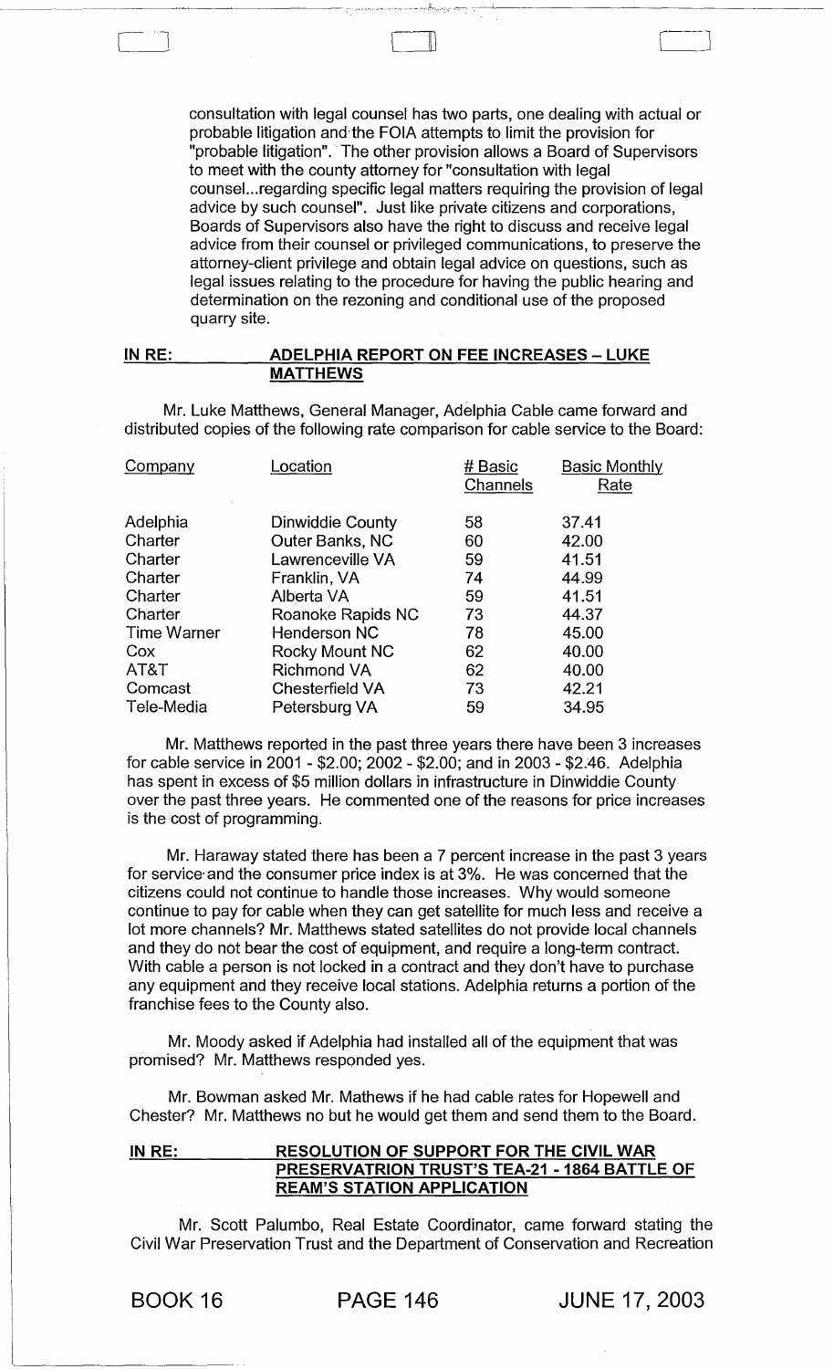consultation with legal counsel has two parts, one dealing with actual or probable litigation and the FOIA attempts to limit the provision for "probable litigation". The other provision allows a Board of Supervisors to meet with the county attorney for "consultation with legal counsel...regarding specific legal matters requiring the provision of legal advice by such counsel". Just like private citizens and corporations, Boards of Supervisors also have the right to discuss and receive legal advice from their counsel or privileged communications, to preserve the attorney-client privilege and obtain legal advice on questions, such as legal issues relating to the procedure for having the public hearing and determination on the rezoning and conditional use of the proposed quarry site.

**IN RE: ADELPHIA REPORT ON FEE INCREASES – LUKE MATTHEWS**

Mr. Luke Matthews, General Manager, Adelphia Cable came forward and distributed copies of the following rate comparison for cable service to the Board:

| Company | Location | # Basic Channels | Basic Monthly Rate |
|---|---|---|---|
| Adelphia | Dinwiddie County | 58 | 37.41 |
| Charter | Outer Banks, NC | 60 | 42.00 |
| Charter | Lawrenceville VA | 59 | 41.51 |
| Charter | Franklin, VA | 74 | 44.99 |
| Charter | Alberta VA | 59 | 41.51 |
| Charter | Roanoke Rapids NC | 73 | 44.37 |
| Time Warner | Henderson NC | 78 | 45.00 |
| Cox | Rocky Mount NC | 62 | 40.00 |
| AT&T | Richmond VA | 62 | 40.00 |
| Comcast | Chesterfield VA | 73 | 42.21 |
| Tele-Media | Petersburg VA | 59 | 34.95 |

Mr. Matthews reported in the past three years there have been 3 increases for cable service in 2001 - $2.00; 2002 - $2.00; and in 2003 - $2.46. Adelphia has spent in excess of $5 million dollars in infrastructure in Dinwiddie County over the past three years. He commented one of the reasons for price increases is the cost of programming.

Mr. Haraway stated there has been a 7 percent increase in the past 3 years for service and the consumer price index is at 3%. He was concerned that the citizens could not continue to handle those increases. Why would someone continue to pay for cable when they can get satellite for much less and receive a lot more channels? Mr. Matthews stated satellites do not provide local channels and they do not bear the cost of equipment, and require a long-term contract. With cable a person is not locked in a contract and they don't have to purchase any equipment and they receive local stations. Adelphia returns a portion of the franchise fees to the County also.

Mr. Moody asked if Adelphia had installed all of the equipment that was promised? Mr. Matthews responded yes.

Mr. Bowman asked Mr. Mathews if he had cable rates for Hopewell and Chester? Mr. Matthews no but he would get them and send them to the Board.

**IN RE: RESOLUTION OF SUPPORT FOR THE CIVIL WAR PRESERVATRION TRUST'S TEA-21 - 1864 BATTLE OF REAM'S STATION APPLICATION**

Mr. Scott Palumbo, Real Estate Coordinator, came forward stating the Civil War Preservation Trust and the Department of Conservation and Recreation

BOOK 16 PAGE 146 JUNE 17, 2003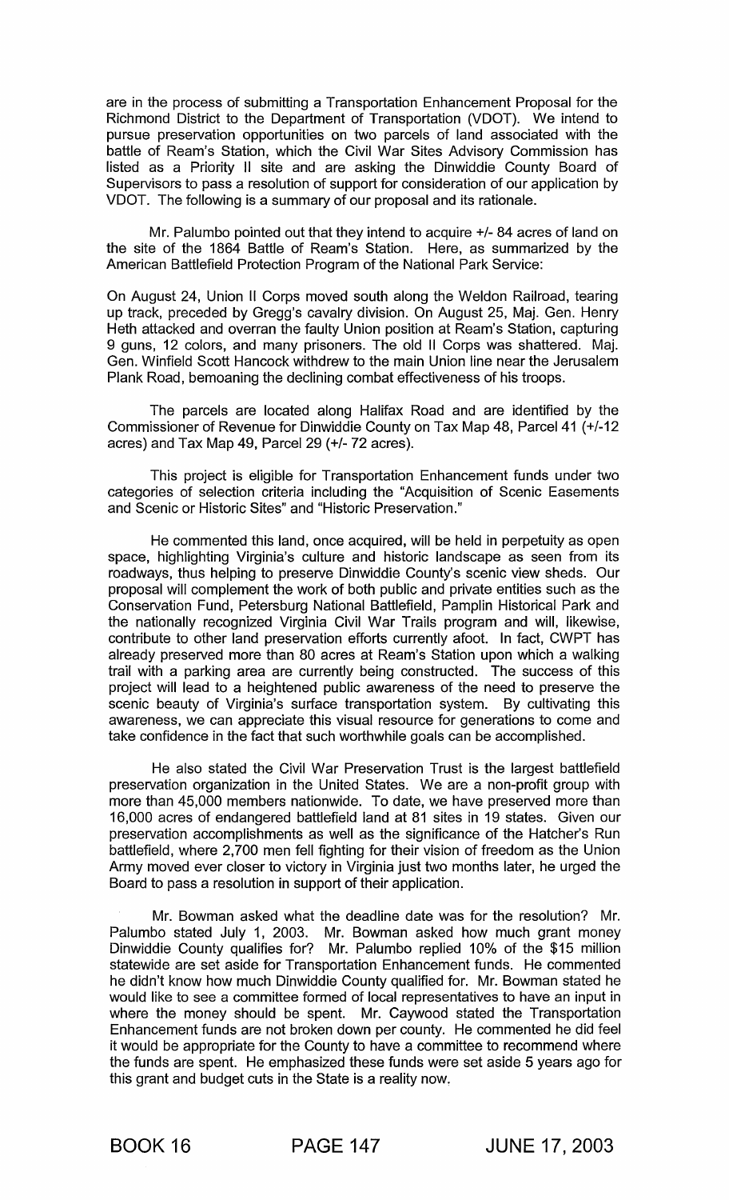are in the process of submitting a Transportation Enhancement Proposal for the Richmond District to the Department of Transportation (VDOT). We intend to pursue preservation opportunities on two parcels of land associated with the battle of Ream's Station, which the Civil War Sites Advisory Commission has listed as a Priority II site and are asking the Dinwiddie County Board of Supervisors to pass a resolution of support for consideration of our application by VDOT. The following is a summary of our proposal and its rationale.

Mr. Palumbo pointed out that they intend to acquire +/- 84 acres of land on the site of the 1864 Battle of Ream's Station. Here, as summarized by the American Battlefield Protection Program of the National Park Service:

On August 24, Union II Corps moved south along the Weldon Railroad, tearing up track, preceded by Gregg's cavalry division. On August 25, Maj. Gen. Henry Heth attacked and overran the faulty Union position at Ream's Station, capturing 9 guns, 12 colors, and many prisoners. The old II Corps was shattered. Maj. Gen. Winfield Scott Hancock withdrew to the main Union line near the Jerusalem Plank Road, bemoaning the declining combat effectiveness of his troops.

The parcels are located along Halifax Road and are identified by the Commissioner of Revenue for Dinwiddie County on Tax Map 48, Parcel 41 (+/-12 acres) and Tax Map 49, Parcel 29 (+/- 72 acres).

This project is eligible for Transportation Enhancement funds under two categories of selection criteria including the "Acquisition of Scenic Easements and Scenic or Historic Sites" and "Historic Preservation."

He commented this land, once acquired, will be held in perpetuity as open space, highlighting Virginia's culture and historic landscape as seen from its roadways, thus helping to preserve Dinwiddie County's scenic view sheds. Our proposal will complement the work of both public and private entities such as the Conservation Fund, Petersburg National Battlefield, Pamplin Historical Park and the nationally recognized Virginia Civil War Trails program and will, likewise, contribute to other land preservation efforts currently afoot. In fact, CWPT has already preserved more than 80 acres at Ream's Station upon which a walking trail with a parking area are currently being constructed. The success of this project will lead to a heightened public awareness of the need to preserve the scenic beauty of Virginia's surface transportation system. By cultivating this awareness, we can appreciate this visual resource for generations to come and take confidence in the fact that such worthwhile goals can be accomplished.

He also stated the Civil War Preservation Trust is the largest battlefield preservation organization in the United States. We are a non-profit group with more than 45,000 members nationwide. To date, we have preserved more than 16,000 acres of endangered battlefield land at 81 sites in 19 states. Given our preservation accomplishments as well as the significance of the Hatcher's Run battlefield, where 2,700 men fell fighting for their vision of freedom as the Union Army moved ever closer to victory in Virginia just two months later, he urged the Board to pass a resolution in support of their application.

Mr. Bowman asked what the deadline date was for the resolution? Mr. Palumbo stated July 1, 2003. Mr. Bowman asked how much grant money Dinwiddie County qualifies for? Mr. Palumbo replied 10% of the $15 million statewide are set aside for Transportation Enhancement funds. He commented he didn't know how much Dinwiddie County qualified for. Mr. Bowman stated he would like to see a committee formed of local representatives to have an input in where the money should be spent. Mr. Caywood stated the Transportation Enhancement funds are not broken down per county. He commented he did feel it would be appropriate for the County to have a committee to recommend where the funds are spent. He emphasized these funds were set aside 5 years ago for this grant and budget cuts in the State is a reality now.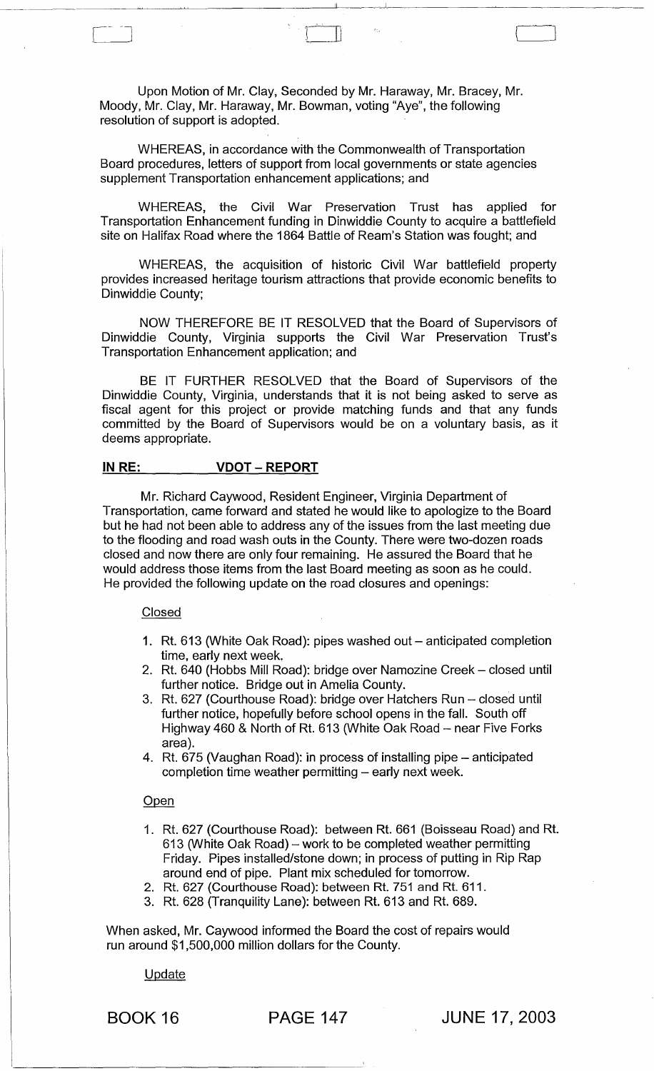Upon Motion of Mr. Clay, Seconded by Mr. Haraway, Mr. Bracey, Mr. Moody, Mr. Clay, Mr. Haraway, Mr. Bowman, voting "Aye", the following resolution of support is adopted.

WHEREAS, in accordance with the Commonwealth of Transportation Board procedures, letters of support from local governments or state agencies supplement Transportation enhancement applications; and

WHEREAS, the Civil War Preservation Trust has applied for Transportation Enhancement funding in Dinwiddie County to acquire a battlefield site on Halifax Road where the 1864 Battle of Ream's Station was fought; and

WHEREAS, the acquisition of historic Civil War battlefield property provides increased heritage tourism attractions that provide economic benefits to Dinwiddie County;

NOW THEREFORE BE IT RESOLVED that the Board of Supervisors of Dinwiddie County, Virginia supports the Civil War Preservation Trust's Transportation Enhancement application; and

BE IT FURTHER RESOLVED that the Board of Supervisors of the Dinwiddie County, Virginia, understands that it is not being asked to serve as fiscal agent for this project or provide matching funds and that any funds committed by the Board of Supervisors would be on a voluntary basis, as it deems appropriate.

**IN RE: VDOT – REPORT**

Mr. Richard Caywood, Resident Engineer, Virginia Department of Transportation, came forward and stated he would like to apologize to the Board but he had not been able to address any of the issues from the last meeting due to the flooding and road wash outs in the County. There were two-dozen roads closed and now there are only four remaining. He assured the Board that he would address those items from the last Board meeting as soon as he could. He provided the following update on the road closures and openings:

Closed

1. Rt. 613 (White Oak Road): pipes washed out – anticipated completion time, early next week.
2. Rt. 640 (Hobbs Mill Road): bridge over Namozine Creek – closed until further notice. Bridge out in Amelia County.
3. Rt. 627 (Courthouse Road): bridge over Hatchers Run – closed until further notice, hopefully before school opens in the fall. South off Highway 460 & North of Rt. 613 (White Oak Road – near Five Forks area).
4. Rt. 675 (Vaughan Road): in process of installing pipe – anticipated completion time weather permitting – early next week.

Open

1. Rt. 627 (Courthouse Road): between Rt. 661 (Boisseau Road) and Rt. 613 (White Oak Road) – work to be completed weather permitting Friday. Pipes installed/stone down; in process of putting in Rip Rap around end of pipe. Plant mix scheduled for tomorrow.
2. Rt. 627 (Courthouse Road): between Rt. 751 and Rt. 611.
3. Rt. 628 (Tranquility Lane): between Rt. 613 and Rt. 689.

When asked, Mr. Caywood informed the Board the cost of repairs would run around $1,500,000 million dollars for the County.

Update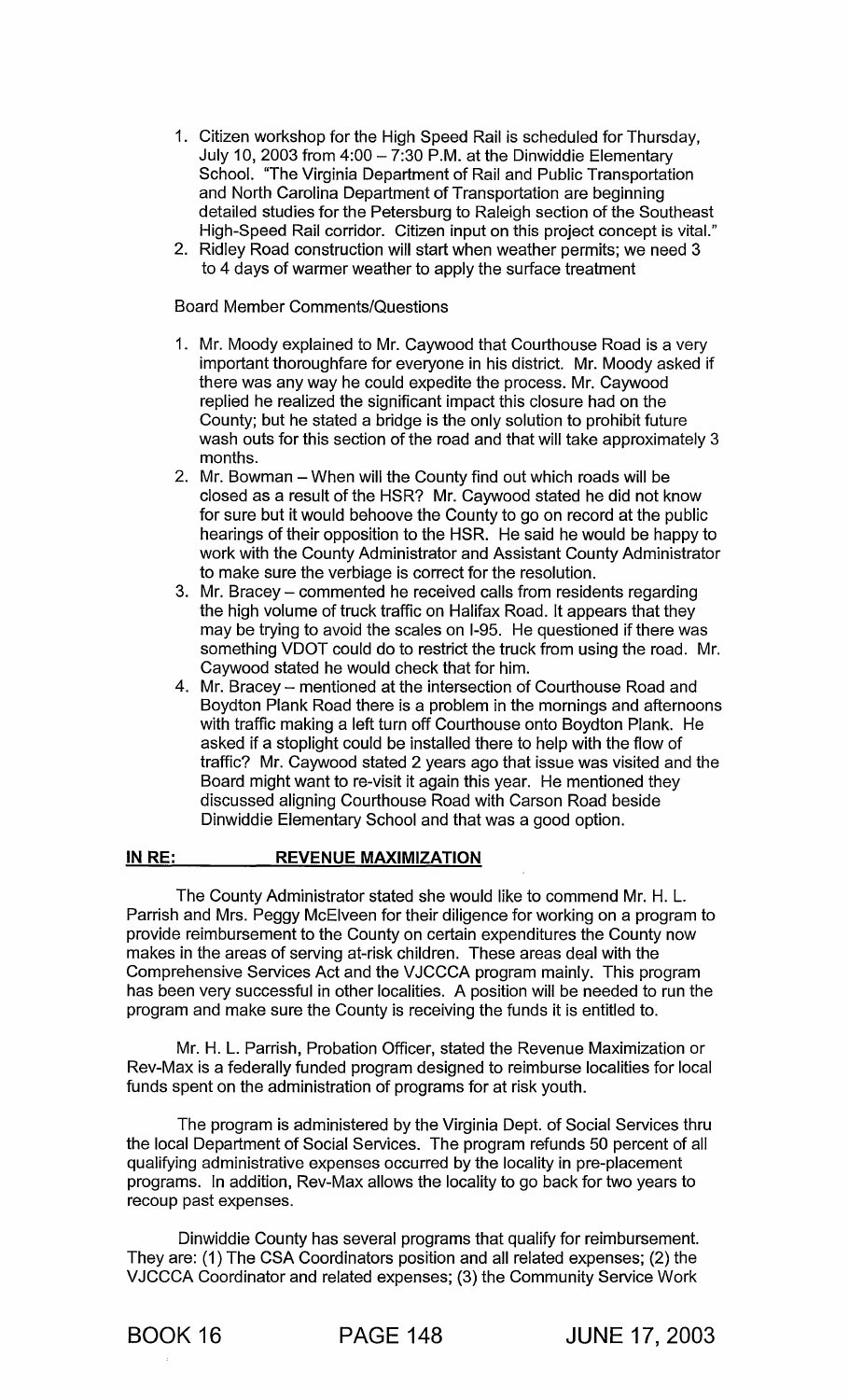1. Citizen workshop for the High Speed Rail is scheduled for Thursday, July 10, 2003 from 4:00 – 7:30 P.M. at the Dinwiddie Elementary School. "The Virginia Department of Rail and Public Transportation and North Carolina Department of Transportation are beginning detailed studies for the Petersburg to Raleigh section of the Southeast High-Speed Rail corridor. Citizen input on this project concept is vital."
2. Ridley Road construction will start when weather permits; we need 3 to 4 days of warmer weather to apply the surface treatment

Board Member Comments/Questions

1. Mr. Moody explained to Mr. Caywood that Courthouse Road is a very important thoroughfare for everyone in his district. Mr. Moody asked if there was any way he could expedite the process. Mr. Caywood replied he realized the significant impact this closure had on the County; but he stated a bridge is the only solution to prohibit future wash outs for this section of the road and that will take approximately 3 months.
2. Mr. Bowman – When will the County find out which roads will be closed as a result of the HSR? Mr. Caywood stated he did not know for sure but it would behoove the County to go on record at the public hearings of their opposition to the HSR. He said he would be happy to work with the County Administrator and Assistant County Administrator to make sure the verbiage is correct for the resolution.
3. Mr. Bracey – commented he received calls from residents regarding the high volume of truck traffic on Halifax Road. It appears that they may be trying to avoid the scales on I-95. He questioned if there was something VDOT could do to restrict the truck from using the road. Mr. Caywood stated he would check that for him.
4. Mr. Bracey – mentioned at the intersection of Courthouse Road and Boydton Plank Road there is a problem in the mornings and afternoons with traffic making a left turn off Courthouse onto Boydton Plank. He asked if a stoplight could be installed there to help with the flow of traffic? Mr. Caywood stated 2 years ago that issue was visited and the Board might want to re-visit it again this year. He mentioned they discussed aligning Courthouse Road with Carson Road beside Dinwiddie Elementary School and that was a good option.

**IN RE: REVENUE MAXIMIZATION**

The County Administrator stated she would like to commend Mr. H. L. Parrish and Mrs. Peggy McElveen for their diligence for working on a program to provide reimbursement to the County on certain expenditures the County now makes in the areas of serving at-risk children. These areas deal with the Comprehensive Services Act and the VJCCCA program mainly. This program has been very successful in other localities. A position will be needed to run the program and make sure the County is receiving the funds it is entitled to.

Mr. H. L. Parrish, Probation Officer, stated the Revenue Maximization or Rev-Max is a federally funded program designed to reimburse localities for local funds spent on the administration of programs for at risk youth.

The program is administered by the Virginia Dept. of Social Services thru the local Department of Social Services. The program refunds 50 percent of all qualifying administrative expenses occurred by the locality in pre-placement programs. In addition, Rev-Max allows the locality to go back for two years to recoup past expenses.

Dinwiddie County has several programs that qualify for reimbursement. They are: (1) The CSA Coordinators position and all related expenses; (2) the VJCCCA Coordinator and related expenses; (3) the Community Service Work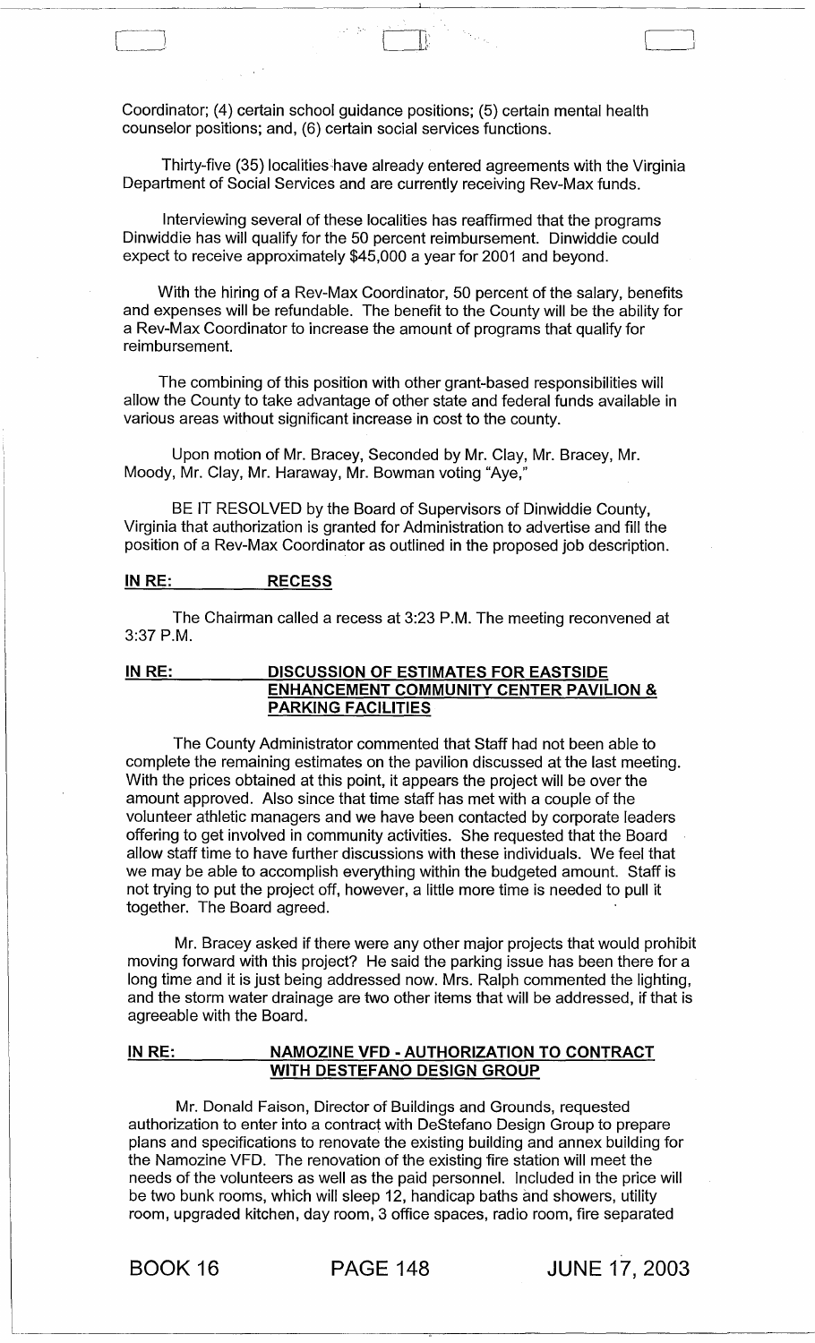Coordinator; (4) certain school guidance positions; (5) certain mental health counselor positions; and, (6) certain social services functions.

Thirty-five (35) localities have already entered agreements with the Virginia Department of Social Services and are currently receiving Rev-Max funds.

Interviewing several of these localities has reaffirmed that the programs Dinwiddie has will qualify for the 50 percent reimbursement. Dinwiddie could expect to receive approximately $45,000 a year for 2001 and beyond.

With the hiring of a Rev-Max Coordinator, 50 percent of the salary, benefits and expenses will be refundable. The benefit to the County will be the ability for a Rev-Max Coordinator to increase the amount of programs that qualify for reimbursement.

The combining of this position with other grant-based responsibilities will allow the County to take advantage of other state and federal funds available in various areas without significant increase in cost to the county.

Upon motion of Mr. Bracey, Seconded by Mr. Clay, Mr. Bracey, Mr. Moody, Mr. Clay, Mr. Haraway, Mr. Bowman voting "Aye,"

BE IT RESOLVED by the Board of Supervisors of Dinwiddie County, Virginia that authorization is granted for Administration to advertise and fill the position of a Rev-Max Coordinator as outlined in the proposed job description.

**IN RE: RECESS**

The Chairman called a recess at 3:23 P.M. The meeting reconvened at 3:37 P.M.

**IN RE: DISCUSSION OF ESTIMATES FOR EASTSIDE ENHANCEMENT COMMUNITY CENTER PAVILION & PARKING FACILITIES**

The County Administrator commented that Staff had not been able to complete the remaining estimates on the pavilion discussed at the last meeting. With the prices obtained at this point, it appears the project will be over the amount approved. Also since that time staff has met with a couple of the volunteer athletic managers and we have been contacted by corporate leaders offering to get involved in community activities. She requested that the Board allow staff time to have further discussions with these individuals. We feel that we may be able to accomplish everything within the budgeted amount. Staff is not trying to put the project off, however, a little more time is needed to pull it together. The Board agreed.

Mr. Bracey asked if there were any other major projects that would prohibit moving forward with this project? He said the parking issue has been there for a long time and it is just being addressed now. Mrs. Ralph commented the lighting, and the storm water drainage are two other items that will be addressed, if that is agreeable with the Board.

**IN RE: NAMOZINE VFD - AUTHORIZATION TO CONTRACT WITH DESTEFANO DESIGN GROUP**

Mr. Donald Faison, Director of Buildings and Grounds, requested authorization to enter into a contract with DeStefano Design Group to prepare plans and specifications to renovate the existing building and annex building for the Namozine VFD. The renovation of the existing fire station will meet the needs of the volunteers as well as the paid personnel. Included in the price will be two bunk rooms, which will sleep 12, handicap baths and showers, utility room, upgraded kitchen, day room, 3 office spaces, radio room, fire separated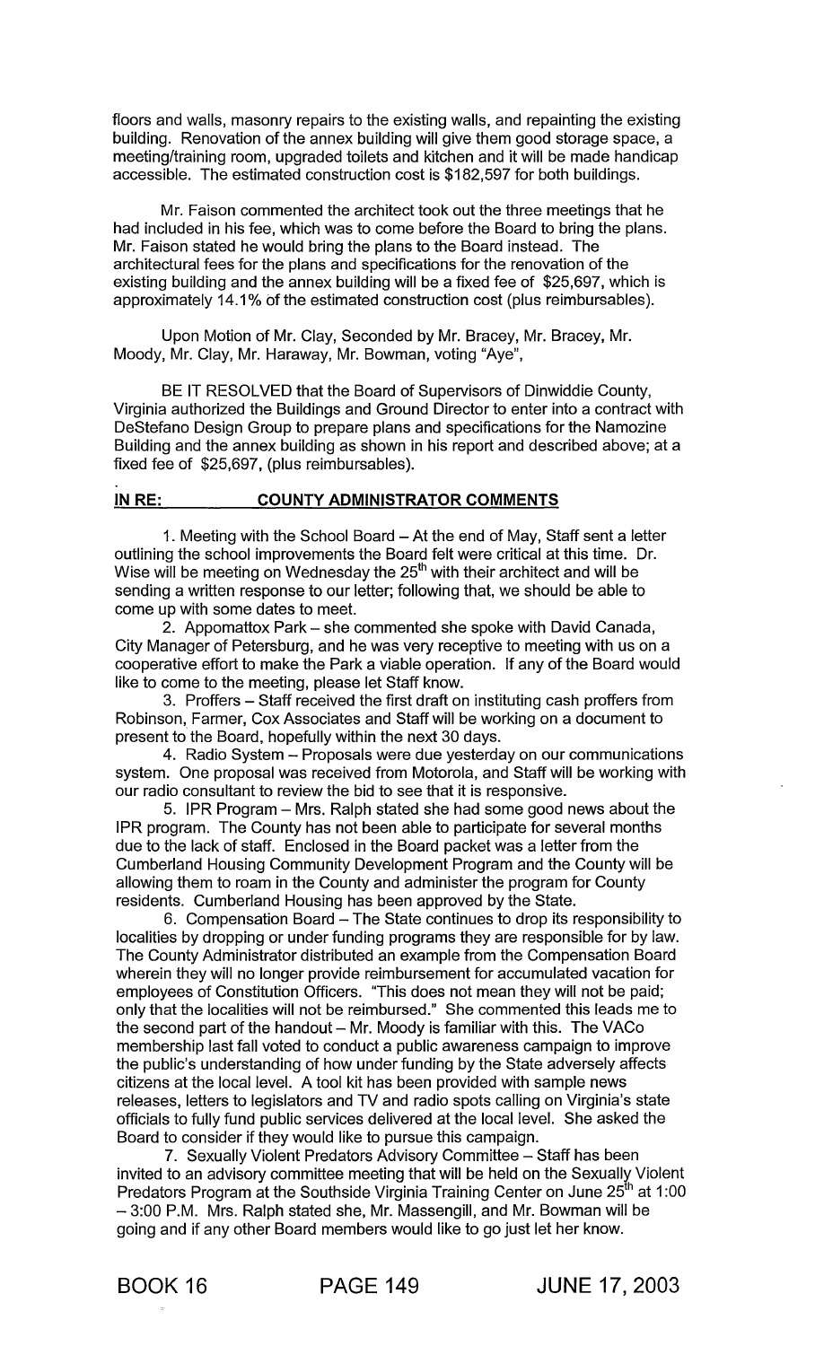floors and walls, masonry repairs to the existing walls, and repainting the existing building. Renovation of the annex building will give them good storage space, a meeting/training room, upgraded toilets and kitchen and it will be made handicap accessible. The estimated construction cost is $182,597 for both buildings.

Mr. Faison commented the architect took out the three meetings that he had included in his fee, which was to come before the Board to bring the plans. Mr. Faison stated he would bring the plans to the Board instead. The architectural fees for the plans and specifications for the renovation of the existing building and the annex building will be a fixed fee of $25,697, which is approximately 14.1% of the estimated construction cost (plus reimbursables).

Upon Motion of Mr. Clay, Seconded by Mr. Bracey, Mr. Bracey, Mr. Moody, Mr. Clay, Mr. Haraway, Mr. Bowman, voting "Aye",

BE IT RESOLVED that the Board of Supervisors of Dinwiddie County, Virginia authorized the Buildings and Ground Director to enter into a contract with DeStefano Design Group to prepare plans and specifications for the Namozine Building and the annex building as shown in his report and described above; at a fixed fee of $25,697, (plus reimbursables).

**IN RE: COUNTY ADMINISTRATOR COMMENTS**

1. Meeting with the School Board – At the end of May, Staff sent a letter outlining the school improvements the Board felt were critical at this time. Dr. Wise will be meeting on Wednesday the 25th with their architect and will be sending a written response to our letter; following that, we should be able to come up with some dates to meet.
2. Appomattox Park – she commented she spoke with David Canada, City Manager of Petersburg, and he was very receptive to meeting with us on a cooperative effort to make the Park a viable operation. If any of the Board would like to come to the meeting, please let Staff know.
3. Proffers – Staff received the first draft on instituting cash proffers from Robinson, Farmer, Cox Associates and Staff will be working on a document to present to the Board, hopefully within the next 30 days.
4. Radio System – Proposals were due yesterday on our communications system. One proposal was received from Motorola, and Staff will be working with our radio consultant to review the bid to see that it is responsive.
5. IPR Program – Mrs. Ralph stated she had some good news about the IPR program. The County has not been able to participate for several months due to the lack of staff. Enclosed in the Board packet was a letter from the Cumberland Housing Community Development Program and the County will be allowing them to roam in the County and administer the program for County residents. Cumberland Housing has been approved by the State.
6. Compensation Board – The State continues to drop its responsibility to localities by dropping or under funding programs they are responsible for by law. The County Administrator distributed an example from the Compensation Board wherein they will no longer provide reimbursement for accumulated vacation for employees of Constitution Officers. "This does not mean they will not be paid; only that the localities will not be reimbursed." She commented this leads me to the second part of the handout – Mr. Moody is familiar with this. The VACo membership last fall voted to conduct a public awareness campaign to improve the public's understanding of how under funding by the State adversely affects citizens at the local level. A tool kit has been provided with sample news releases, letters to legislators and TV and radio spots calling on Virginia's state officials to fully fund public services delivered at the local level. She asked the Board to consider if they would like to pursue this campaign.
7. Sexually Violent Predators Advisory Committee – Staff has been invited to an advisory committee meeting that will be held on the Sexually Violent Predators Program at the Southside Virginia Training Center on June 25th at 1:00 – 3:00 P.M. Mrs. Ralph stated she, Mr. Massengill, and Mr. Bowman will be going and if any other Board members would like to go just let her know.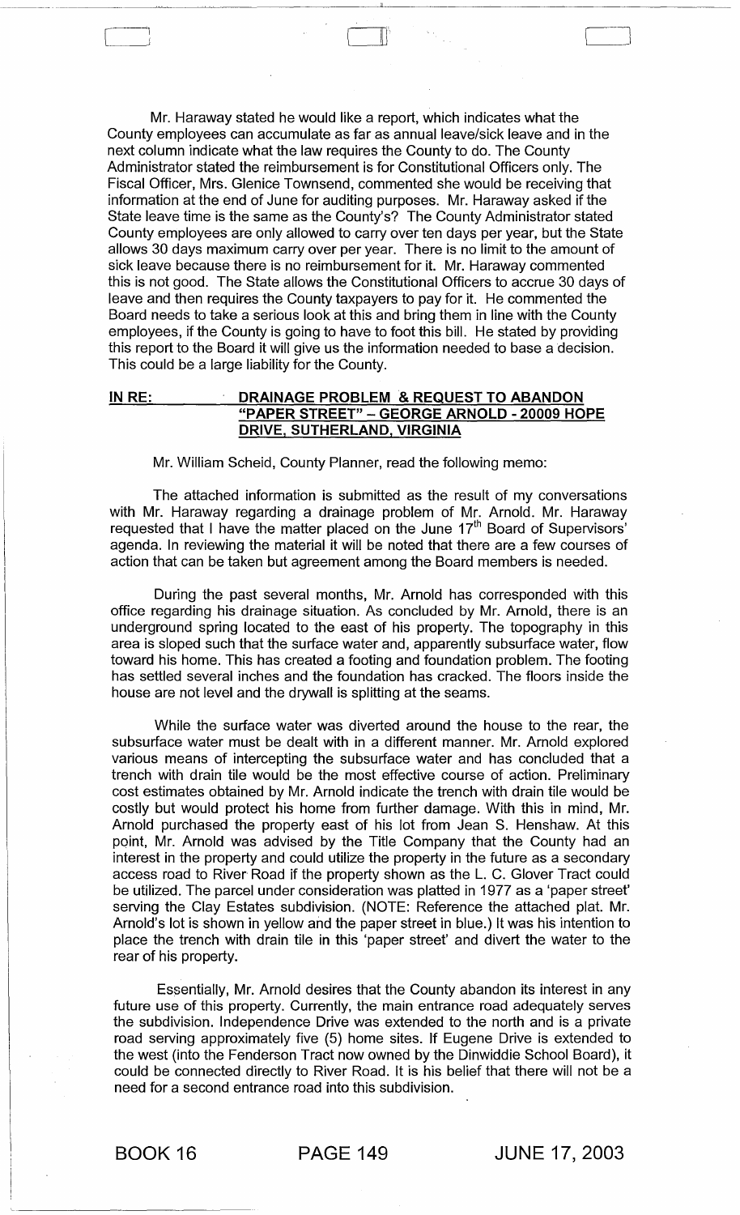Mr. Haraway stated he would like a report, which indicates what the County employees can accumulate as far as annual leave/sick leave and in the next column indicate what the law requires the County to do. The County Administrator stated the reimbursement is for Constitutional Officers only. The Fiscal Officer, Mrs. Glenice Townsend, commented she would be receiving that information at the end of June for auditing purposes. Mr. Haraway asked if the State leave time is the same as the County's? The County Administrator stated County employees are only allowed to carry over ten days per year, but the State allows 30 days maximum carry over per year. There is no limit to the amount of sick leave because there is no reimbursement for it. Mr. Haraway commented this is not good. The State allows the Constitutional Officers to accrue 30 days of leave and then requires the County taxpayers to pay for it. He commented the Board needs to take a serious look at this and bring them in line with the County employees, if the County is going to have to foot this bill. He stated by providing this report to the Board it will give us the information needed to base a decision. This could be a large liability for the County.

**IN RE: DRAINAGE PROBLEM & REQUEST TO ABANDON "PAPER STREET" – GEORGE ARNOLD - 20009 HOPE DRIVE, SUTHERLAND, VIRGINIA**

Mr. William Scheid, County Planner, read the following memo:

The attached information is submitted as the result of my conversations with Mr. Haraway regarding a drainage problem of Mr. Arnold. Mr. Haraway requested that I have the matter placed on the June 17th Board of Supervisors' agenda. In reviewing the material it will be noted that there are a few courses of action that can be taken but agreement among the Board members is needed.

During the past several months, Mr. Arnold has corresponded with this office regarding his drainage situation. As concluded by Mr. Arnold, there is an underground spring located to the east of his property. The topography in this area is sloped such that the surface water and, apparently subsurface water, flow toward his home. This has created a footing and foundation problem. The footing has settled several inches and the foundation has cracked. The floors inside the house are not level and the drywall is splitting at the seams.

While the surface water was diverted around the house to the rear, the subsurface water must be dealt with in a different manner. Mr. Arnold explored various means of intercepting the subsurface water and has concluded that a trench with drain tile would be the most effective course of action. Preliminary cost estimates obtained by Mr. Arnold indicate the trench with drain tile would be costly but would protect his home from further damage. With this in mind, Mr. Arnold purchased the property east of his lot from Jean S. Henshaw. At this point, Mr. Arnold was advised by the Title Company that the County had an interest in the property and could utilize the property in the future as a secondary access road to River Road if the property shown as the L. C. Glover Tract could be utilized. The parcel under consideration was platted in 1977 as a 'paper street' serving the Clay Estates subdivision. (NOTE: Reference the attached plat. Mr. Arnold's lot is shown in yellow and the paper street in blue.) It was his intention to place the trench with drain tile in this 'paper street' and divert the water to the rear of his property.

Essentially, Mr. Arnold desires that the County abandon its interest in any future use of this property. Currently, the main entrance road adequately serves the subdivision. Independence Drive was extended to the north and is a private road serving approximately five (5) home sites. If Eugene Drive is extended to the west (into the Fenderson Tract now owned by the Dinwiddie School Board), it could be connected directly to River Road. It is his belief that there will not be a need for a second entrance road into this subdivision.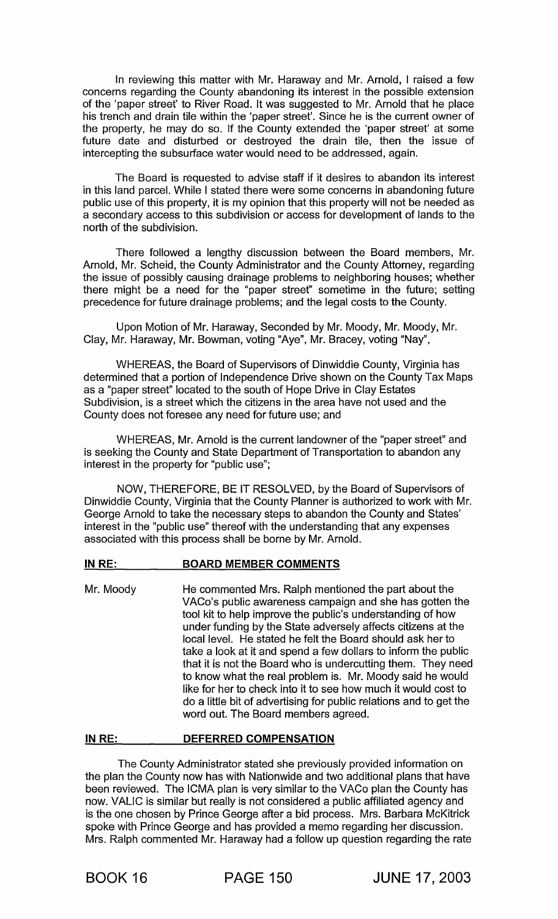In reviewing this matter with Mr. Haraway and Mr. Arnold, I raised a few concerns regarding the County abandoning its interest in the possible extension of the 'paper street' to River Road. It was suggested to Mr. Arnold that he place his trench and drain tile within the 'paper street'. Since he is the current owner of the property, he may do so. If the County extended the 'paper street' at some future date and disturbed or destroyed the drain tile, then the issue of intercepting the subsurface water would need to be addressed, again.

The Board is requested to advise staff if it desires to abandon its interest in this land parcel. While I stated there were some concerns in abandoning future public use of this property, it is my opinion that this property will not be needed as a secondary access to this subdivision or access for development of lands to the north of the subdivision.

There followed a lengthy discussion between the Board members, Mr. Arnold, Mr. Scheid, the County Administrator and the County Attorney, regarding the issue of possibly causing drainage problems to neighboring houses; whether there might be a need for the "paper street" sometime in the future; setting precedence for future drainage problems; and the legal costs to the County.

Upon Motion of Mr. Haraway, Seconded by Mr. Moody, Mr. Moody, Mr. Clay, Mr. Haraway, Mr. Bowman, voting "Aye", Mr. Bracey, voting "Nay",

WHEREAS, the Board of Supervisors of Dinwiddie County, Virginia has determined that a portion of Independence Drive shown on the County Tax Maps as a "paper street" located to the south of Hope Drive in Clay Estates Subdivision, is a street which the citizens in the area have not used and the County does not foresee any need for future use; and

WHEREAS, Mr. Arnold is the current landowner of the "paper street" and is seeking the County and State Department of Transportation to abandon any interest in the property for "public use";

NOW, THEREFORE, BE IT RESOLVED, by the Board of Supervisors of Dinwiddie County, Virginia that the County Planner is authorized to work with Mr. George Arnold to take the necessary steps to abandon the County and States' interest in the "public use" thereof with the understanding that any expenses associated with this process shall be borne by Mr. Arnold.

**IN RE: BOARD MEMBER COMMENTS**

Mr. Moody — He commented Mrs. Ralph mentioned the part about the VACo's public awareness campaign and she has gotten the tool kit to help improve the public's understanding of how under funding by the State adversely affects citizens at the local level. He stated he felt the Board should ask her to take a look at it and spend a few dollars to inform the public that it is not the Board who is undercutting them. They need to know what the real problem is. Mr. Moody said he would like for her to check into it to see how much it would cost to do a little bit of advertising for public relations and to get the word out. The Board members agreed.

**IN RE: DEFERRED COMPENSATION**

The County Administrator stated she previously provided information on the plan the County now has with Nationwide and two additional plans that have been reviewed. The ICMA plan is very similar to the VACo plan the County has now. VALIC is similar but really is not considered a public affiliated agency and is the one chosen by Prince George after a bid process. Mrs. Barbara McKitrick spoke with Prince George and has provided a memo regarding her discussion. Mrs. Ralph commented Mr. Haraway had a follow up question regarding the rate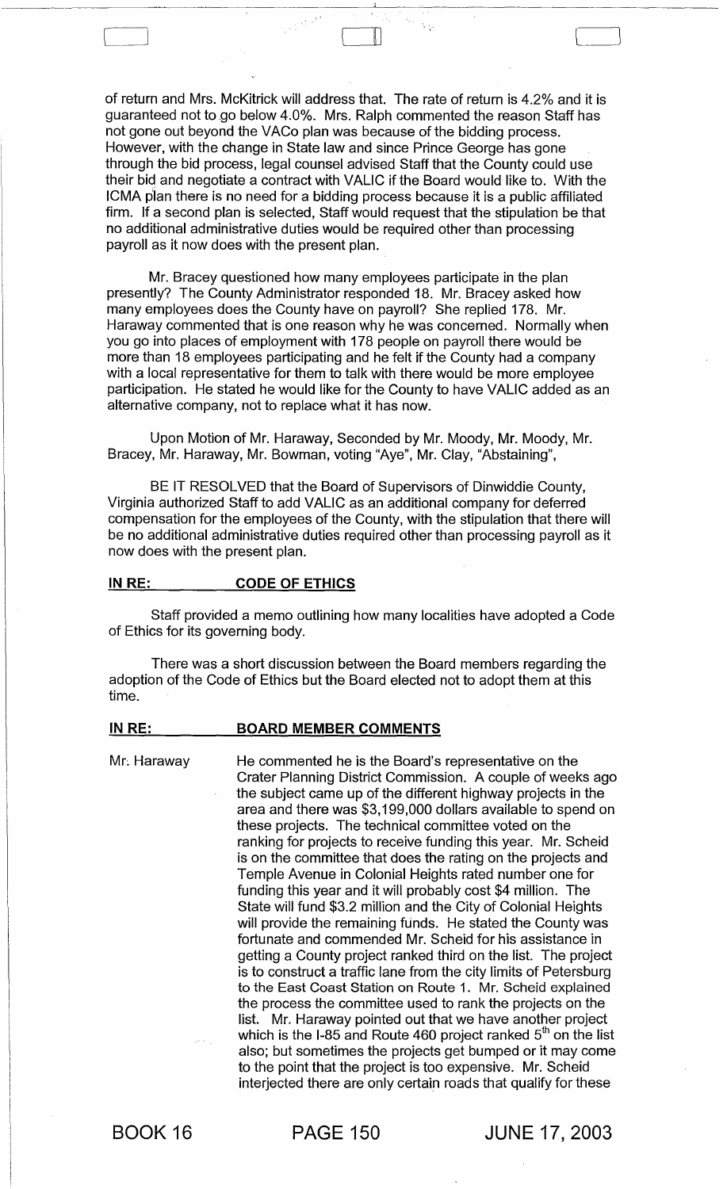of return and Mrs. McKitrick will address that. The rate of return is 4.2% and it is guaranteed not to go below 4.0%. Mrs. Ralph commented the reason Staff has not gone out beyond the VACo plan was because of the bidding process. However, with the change in State law and since Prince George has gone through the bid process, legal counsel advised Staff that the County could use their bid and negotiate a contract with VALIC if the Board would like to. With the ICMA plan there is no need for a bidding process because it is a public affiliated firm. If a second plan is selected, Staff would request that the stipulation be that no additional administrative duties would be required other than processing payroll as it now does with the present plan.

Mr. Bracey questioned how many employees participate in the plan presently? The County Administrator responded 18. Mr. Bracey asked how many employees does the County have on payroll? She replied 178. Mr. Haraway commented that is one reason why he was concerned. Normally when you go into places of employment with 178 people on payroll there would be more than 18 employees participating and he felt if the County had a company with a local representative for them to talk with there would be more employee participation. He stated he would like for the County to have VALIC added as an alternative company, not to replace what it has now.

Upon Motion of Mr. Haraway, Seconded by Mr. Moody, Mr. Moody, Mr. Bracey, Mr. Haraway, Mr. Bowman, voting "Aye", Mr. Clay, "Abstaining",

BE IT RESOLVED that the Board of Supervisors of Dinwiddie County, Virginia authorized Staff to add VALIC as an additional company for deferred compensation for the employees of the County, with the stipulation that there will be no additional administrative duties required other than processing payroll as it now does with the present plan.

## IN RE: CODE OF ETHICS

Staff provided a memo outlining how many localities have adopted a Code of Ethics for its governing body.

There was a short discussion between the Board members regarding the adoption of the Code of Ethics but the Board elected not to adopt them at this time.

## IN RE: BOARD MEMBER COMMENTS

Mr. Haraway — He commented he is the Board's representative on the Crater Planning District Commission. A couple of weeks ago the subject came up of the different highway projects in the area and there was $3,199,000 dollars available to spend on these projects. The technical committee voted on the ranking for projects to receive funding this year. Mr. Scheid is on the committee that does the rating on the projects and Temple Avenue in Colonial Heights rated number one for funding this year and it will probably cost $4 million. The State will fund $3.2 million and the City of Colonial Heights will provide the remaining funds. He stated the County was fortunate and commended Mr. Scheid for his assistance in getting a County project ranked third on the list. The project is to construct a traffic lane from the city limits of Petersburg to the East Coast Station on Route 1. Mr. Scheid explained the process the committee used to rank the projects on the list. Mr. Haraway pointed out that we have another project which is the I-85 and Route 460 project ranked 5th on the list also; but sometimes the projects get bumped or it may come to the point that the project is too expensive. Mr. Scheid interjected there are only certain roads that qualify for these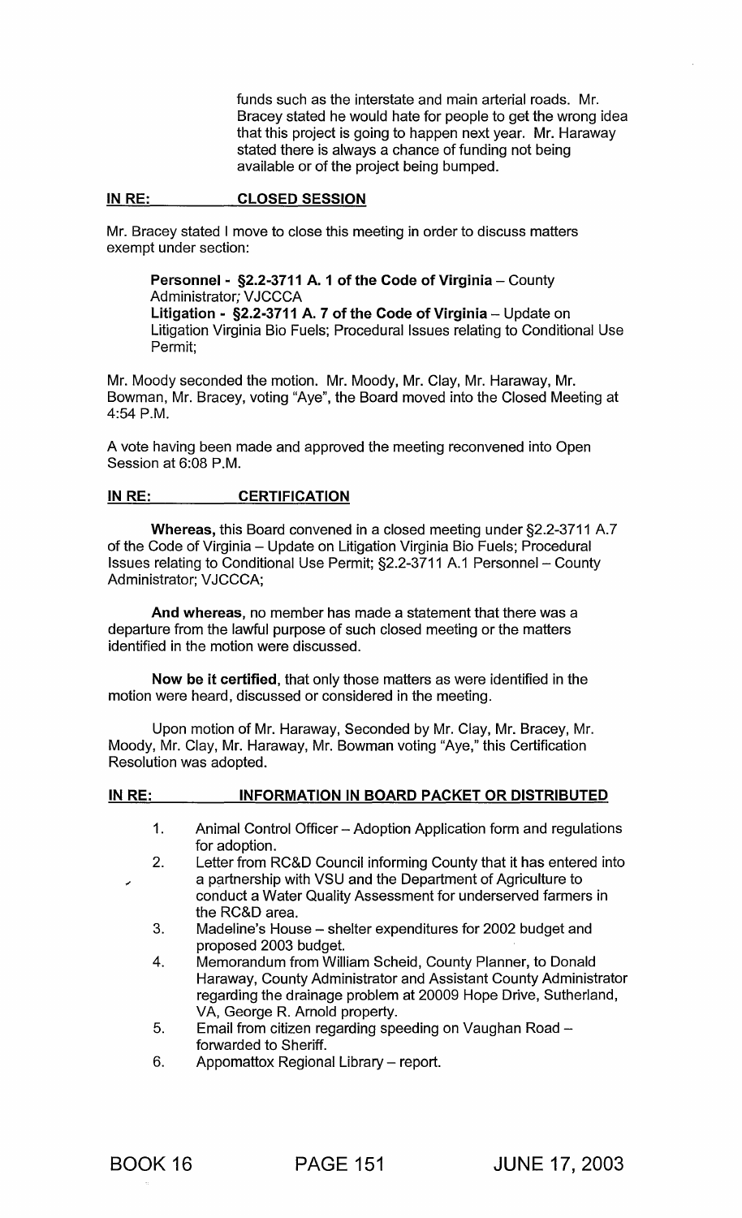funds such as the interstate and main arterial roads. Mr. Bracey stated he would hate for people to get the wrong idea that this project is going to happen next year. Mr. Haraway stated there is always a chance of funding not being available or of the project being bumped.

**IN RE: CLOSED SESSION**

Mr. Bracey stated I move to close this meeting in order to discuss matters exempt under section:

> **Personnel - §2.2-3711 A. 1 of the Code of Virginia** – County Administrator; VJCCCA
> **Litigation - §2.2-3711 A. 7 of the Code of Virginia** – Update on Litigation Virginia Bio Fuels; Procedural Issues relating to Conditional Use Permit;

Mr. Moody seconded the motion. Mr. Moody, Mr. Clay, Mr. Haraway, Mr. Bowman, Mr. Bracey, voting "Aye", the Board moved into the Closed Meeting at 4:54 P.M.

A vote having been made and approved the meeting reconvened into Open Session at 6:08 P.M.

**IN RE: CERTIFICATION**

**Whereas,** this Board convened in a closed meeting under §2.2-3711 A.7 of the Code of Virginia – Update on Litigation Virginia Bio Fuels; Procedural Issues relating to Conditional Use Permit; §2.2-3711 A.1 Personnel – County Administrator; VJCCCA;

**And whereas,** no member has made a statement that there was a departure from the lawful purpose of such closed meeting or the matters identified in the motion were discussed.

**Now be it certified,** that only those matters as were identified in the motion were heard, discussed or considered in the meeting.

Upon motion of Mr. Haraway, Seconded by Mr. Clay, Mr. Bracey, Mr. Moody, Mr. Clay, Mr. Haraway, Mr. Bowman voting "Aye," this Certification Resolution was adopted.

**IN RE: INFORMATION IN BOARD PACKET OR DISTRIBUTED**

1. Animal Control Officer – Adoption Application form and regulations for adoption.
2. Letter from RC&D Council informing County that it has entered into a partnership with VSU and the Department of Agriculture to conduct a Water Quality Assessment for underserved farmers in the RC&D area.
3. Madeline's House – shelter expenditures for 2002 budget and proposed 2003 budget.
4. Memorandum from William Scheid, County Planner, to Donald Haraway, County Administrator and Assistant County Administrator regarding the drainage problem at 20009 Hope Drive, Sutherland, VA, George R. Arnold property.
5. Email from citizen regarding speeding on Vaughan Road – forwarded to Sheriff.
6. Appomattox Regional Library – report.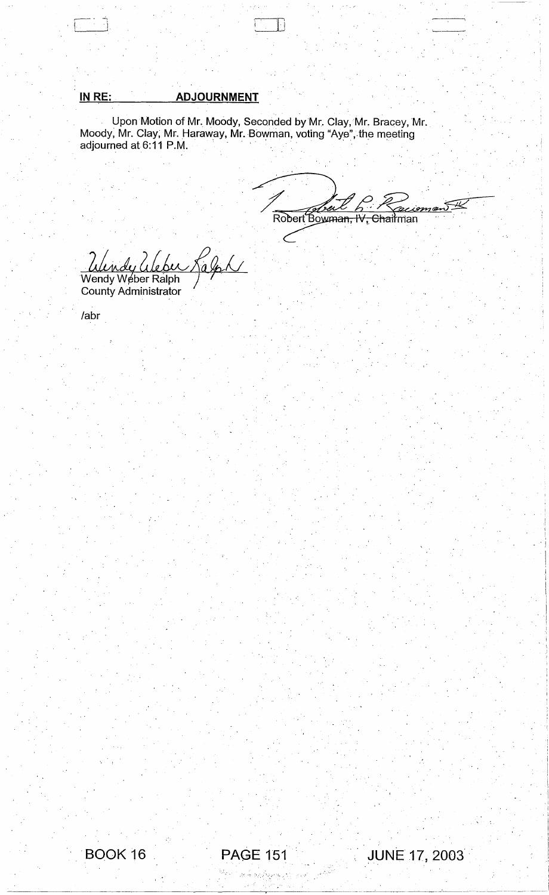**IN RE: ADJOURNMENT**

Upon Motion of Mr. Moody, Seconded by Mr. Clay, Mr. Bracey, Mr. Moody, Mr. Clay, Mr. Haraway, Mr. Bowman, voting "Aye", the meeting adjourned at 6:11 P.M.

Robert Bowman, IV, Chairman

Wendy Weber Ralph
County Administrator

/abr

BOOK 16 PAGE 151 JUNE 17, 2003